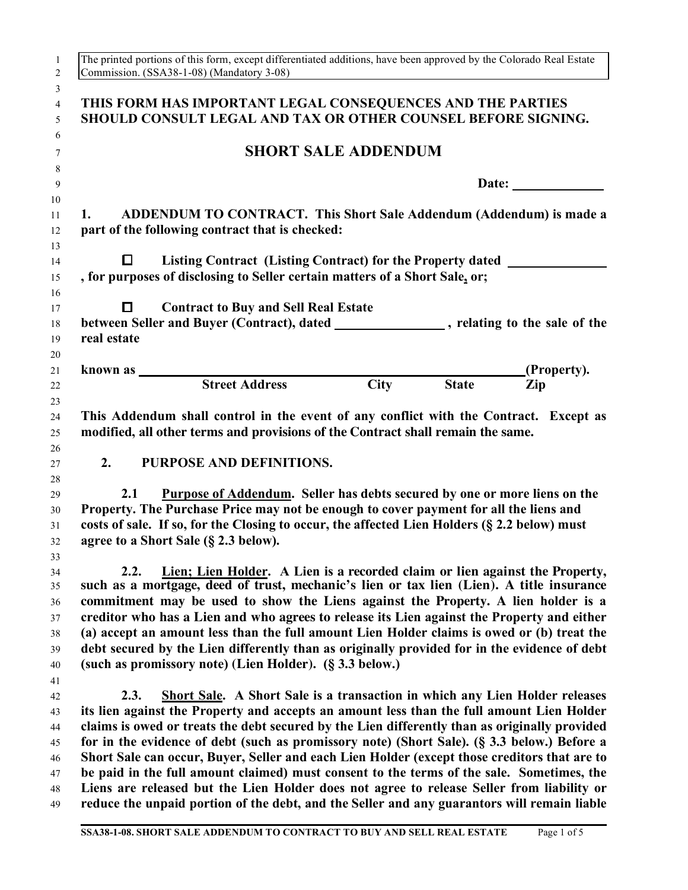The printed portions of this form, except differentiated additions, have been approved by the Colorado Real Estate Commission. (SSA38-1-08) (Mandatory 3-08)

**THIS FORM HAS IMPORTANT LEGAL CONSEQUENCES AND THE PARTIES SHOULD CONSULT LEGAL AND TAX OR OTHER COUNSEL BEFORE SIGNING.**

# SHORT SALE ADDENDUM

**Date:** ______________

**1. ADDENDUM TO CONTRACT. This Short Sale Addendum (Addendum) is made a part of the following contract that is checked:**

☐ **Listing Contract (Listing Contract) for the Property dated _______________ , for purposes of disclosing to Seller certain matters of a Short Sale, or;**

☐ **Contract to Buy and Sell Real Estate between Seller and Buyer (Contract), dated ________________ , relating to the sale of the real estate**

**known as ____________________________________________________________(Property).**
**Street Address City State Zip**

**This Addendum shall control in the event of any conflict with the Contract. Except as modified, all other terms and provisions of the Contract shall remain the same.**

**2. PURPOSE AND DEFINITIONS.**

**2.1 Purpose of Addendum. Seller has debts secured by one or more liens on the Property. The Purchase Price may not be enough to cover payment for all the liens and costs of sale. If so, for the Closing to occur, the affected Lien Holders (§ 2.2 below) must agree to a Short Sale (§ 2.3 below).**

**2.2. Lien; Lien Holder. A Lien is a recorded claim or lien against the Property, such as a mortgage, deed of trust, mechanic's lien or tax lien (Lien). A title insurance commitment may be used to show the Liens against the Property. A lien holder is a creditor who has a Lien and who agrees to release its Lien against the Property and either (a) accept an amount less than the full amount Lien Holder claims is owed or (b) treat the debt secured by the Lien differently than as originally provided for in the evidence of debt (such as promissory note) (Lien Holder). (§ 3.3 below.)**

**2.3. Short Sale. A Short Sale is a transaction in which any Lien Holder releases its lien against the Property and accepts an amount less than the full amount Lien Holder claims is owed or treats the debt secured by the Lien differently than as originally provided for in the evidence of debt (such as promissory note) (Short Sale). (§ 3.3 below.) Before a Short Sale can occur, Buyer, Seller and each Lien Holder (except those creditors that are to be paid in the full amount claimed) must consent to the terms of the sale. Sometimes, the Liens are released but the Lien Holder does not agree to release Seller from liability or reduce the unpaid portion of the debt, and the Seller and any guarantors will remain liable**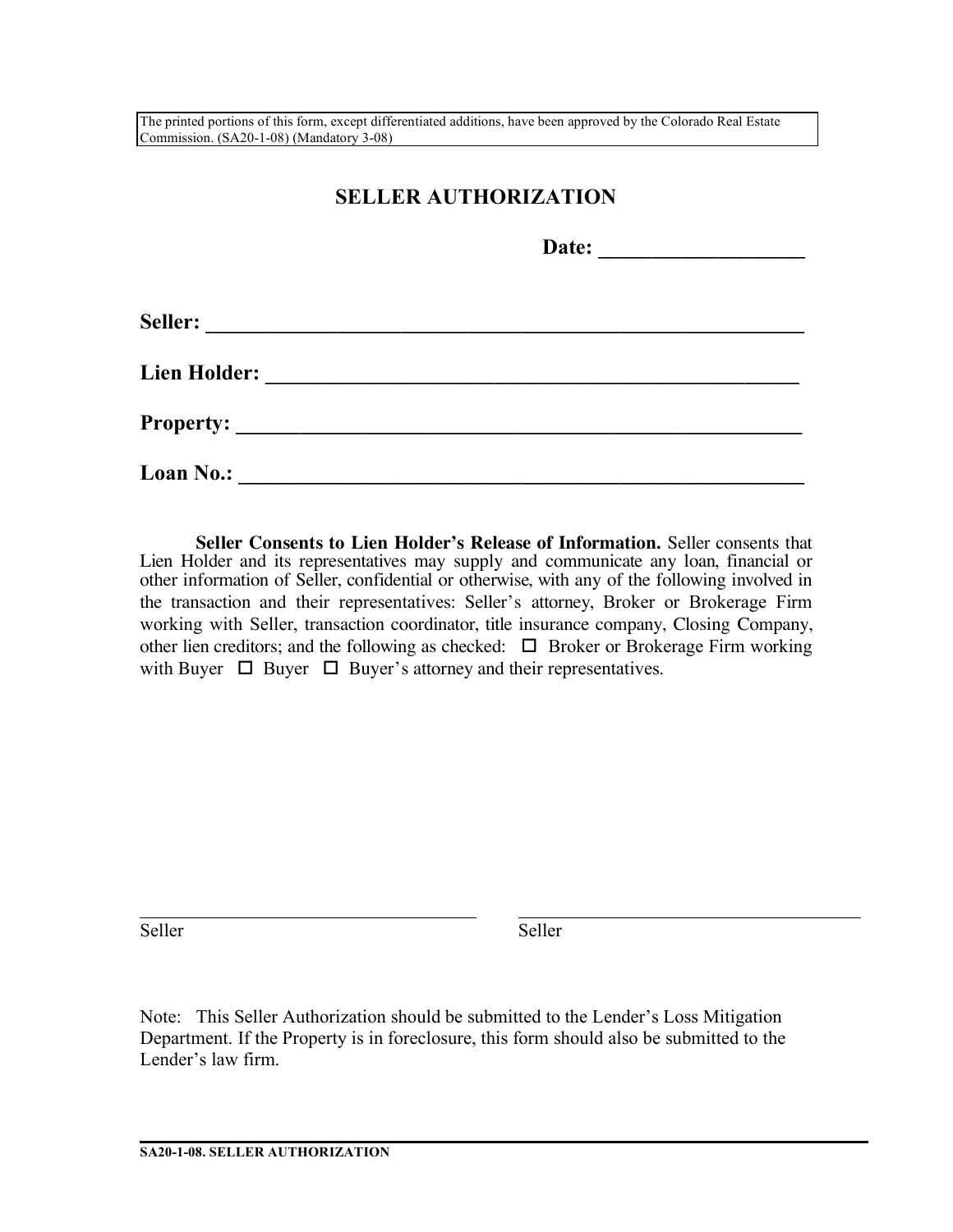The printed portions of this form, except differentiated additions, have been approved by the Colorado Real Estate Commission. (SA20-1-08) (Mandatory 3-08)

# SELLER AUTHORIZATION

**Date: ___________________**

**Seller: ___________________________________________________________**

**Lien Holder: _____________________________________________________**

**Property: ________________________________________________________**

**Loan No.: ________________________________________________________**

**Seller Consents to Lien Holder's Release of Information.** Seller consents that Lien Holder and its representatives may supply and communicate any loan, financial or other information of Seller, confidential or otherwise, with any of the following involved in the transaction and their representatives: Seller's attorney, Broker or Brokerage Firm working with Seller, transaction coordinator, title insurance company, Closing Company, other lien creditors; and the following as checked: ☐ Broker or Brokerage Firm working with Buyer ☐ Buyer ☐ Buyer's attorney and their representatives.

_____________________________________ Seller

_____________________________________ Seller

Note: This Seller Authorization should be submitted to the Lender's Loss Mitigation Department. If the Property is in foreclosure, this form should also be submitted to the Lender's law firm.

**SA20-1-08. SELLER AUTHORIZATION**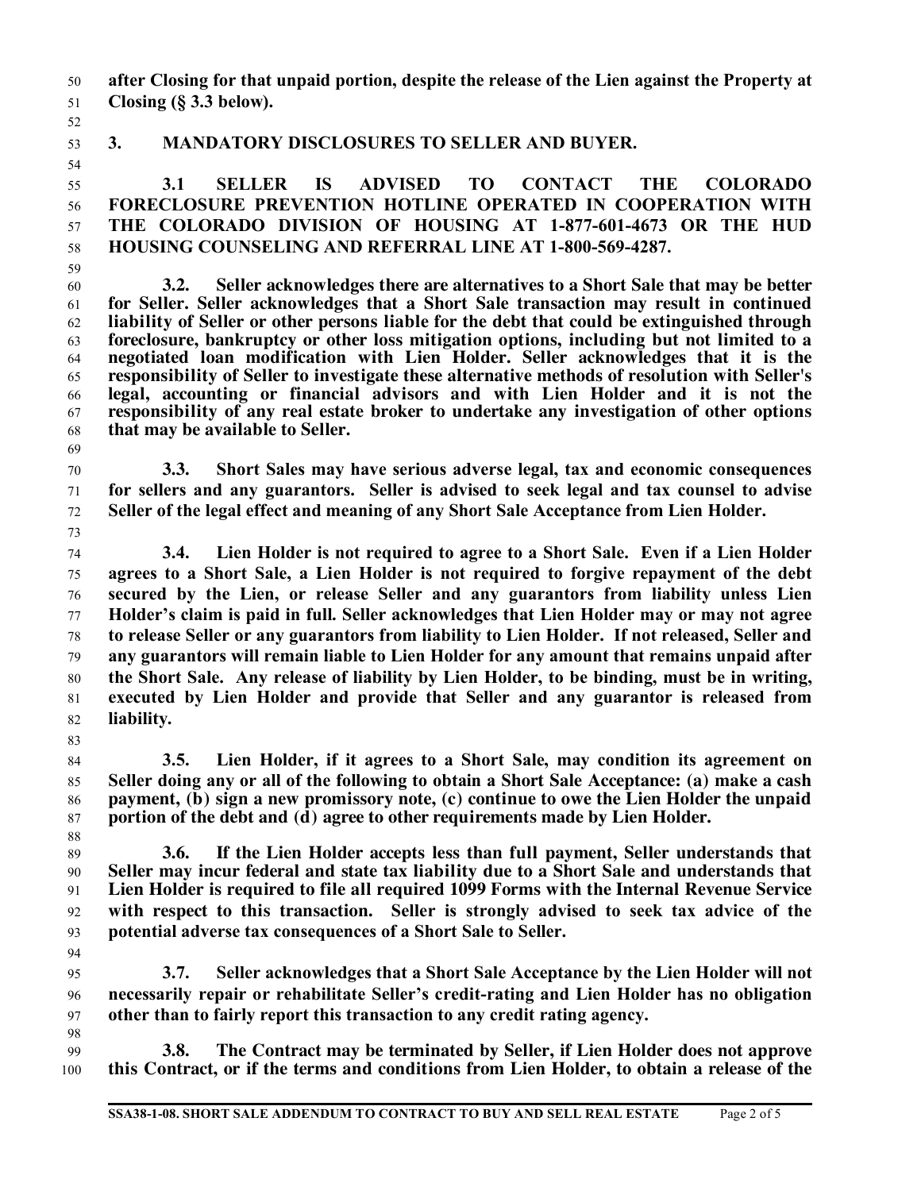**after Closing for that unpaid portion, despite the release of the Lien against the Property at Closing (§ 3.3 below).**

## 3. MANDATORY DISCLOSURES TO SELLER AND BUYER.

**3.1 SELLER IS ADVISED TO CONTACT THE COLORADO FORECLOSURE PREVENTION HOTLINE OPERATED IN COOPERATION WITH THE COLORADO DIVISION OF HOUSING AT 1-877-601-4673 OR THE HUD HOUSING COUNSELING AND REFERRAL LINE AT 1-800-569-4287.**

**3.2. Seller acknowledges there are alternatives to a Short Sale that may be better for Seller. Seller acknowledges that a Short Sale transaction may result in continued liability of Seller or other persons liable for the debt that could be extinguished through foreclosure, bankruptcy or other loss mitigation options, including but not limited to a negotiated loan modification with Lien Holder. Seller acknowledges that it is the responsibility of Seller to investigate these alternative methods of resolution with Seller's legal, accounting or financial advisors and with Lien Holder and it is not the responsibility of any real estate broker to undertake any investigation of other options that may be available to Seller.**

**3.3. Short Sales may have serious adverse legal, tax and economic consequences for sellers and any guarantors. Seller is advised to seek legal and tax counsel to advise Seller of the legal effect and meaning of any Short Sale Acceptance from Lien Holder.**

**3.4. Lien Holder is not required to agree to a Short Sale. Even if a Lien Holder agrees to a Short Sale, a Lien Holder is not required to forgive repayment of the debt secured by the Lien, or release Seller and any guarantors from liability unless Lien Holder's claim is paid in full. Seller acknowledges that Lien Holder may or may not agree to release Seller or any guarantors from liability to Lien Holder. If not released, Seller and any guarantors will remain liable to Lien Holder for any amount that remains unpaid after the Short Sale. Any release of liability by Lien Holder, to be binding, must be in writing, executed by Lien Holder and provide that Seller and any guarantor is released from liability.**

**3.5. Lien Holder, if it agrees to a Short Sale, may condition its agreement on Seller doing any or all of the following to obtain a Short Sale Acceptance: (a) make a cash payment, (b) sign a new promissory note, (c) continue to owe the Lien Holder the unpaid portion of the debt and (d) agree to other requirements made by Lien Holder.**

**3.6. If the Lien Holder accepts less than full payment, Seller understands that Seller may incur federal and state tax liability due to a Short Sale and understands that Lien Holder is required to file all required 1099 Forms with the Internal Revenue Service with respect to this transaction. Seller is strongly advised to seek tax advice of the potential adverse tax consequences of a Short Sale to Seller.**

**3.7. Seller acknowledges that a Short Sale Acceptance by the Lien Holder will not necessarily repair or rehabilitate Seller's credit-rating and Lien Holder has no obligation other than to fairly report this transaction to any credit rating agency.**

**3.8. The Contract may be terminated by Seller, if Lien Holder does not approve this Contract, or if the terms and conditions from Lien Holder, to obtain a release of the**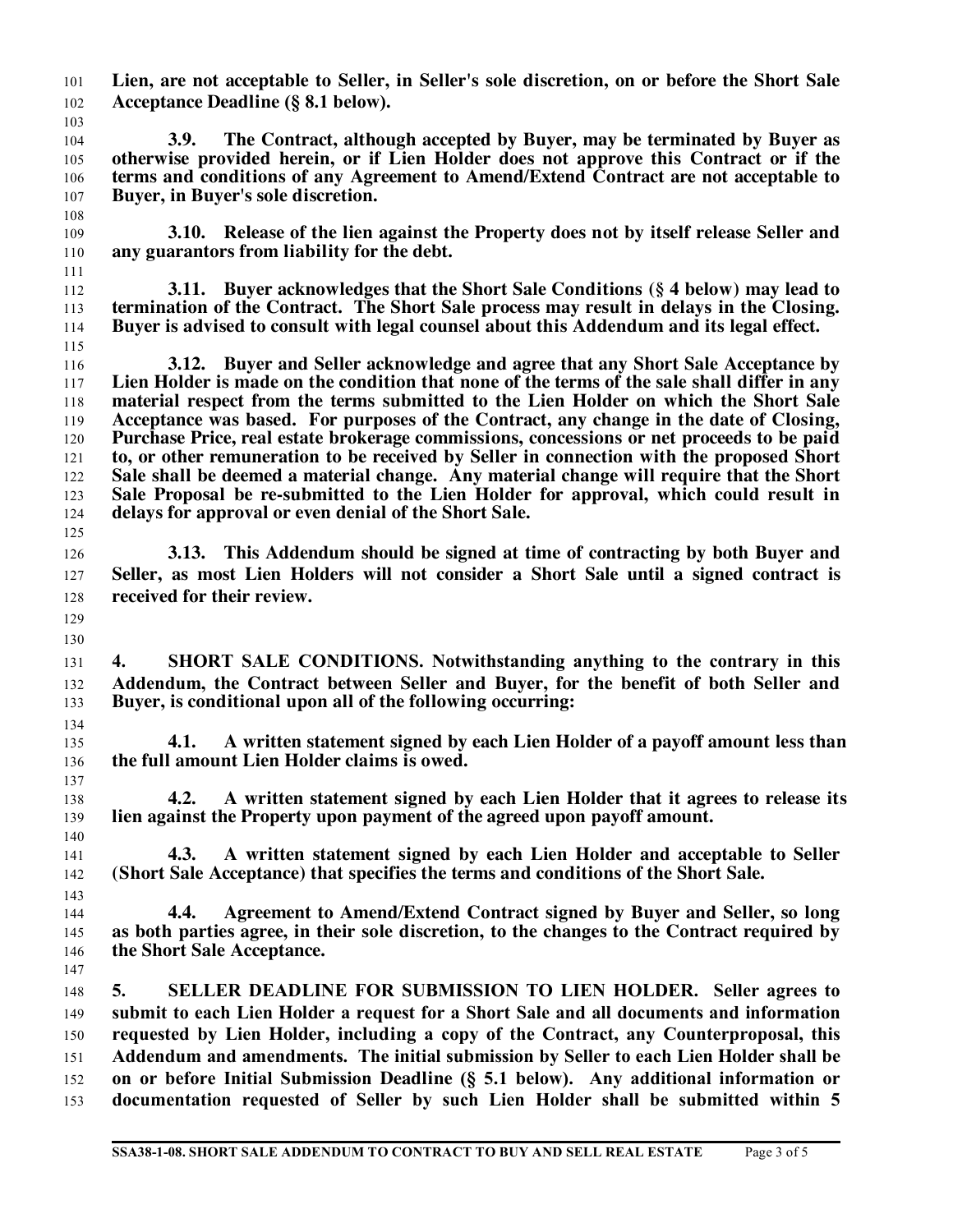**Lien, are not acceptable to Seller, in Seller's sole discretion, on or before the Short Sale Acceptance Deadline (§ 8.1 below).**

**3.9. The Contract, although accepted by Buyer, may be terminated by Buyer as otherwise provided herein, or if Lien Holder does not approve this Contract or if the terms and conditions of any Agreement to Amend/Extend Contract are not acceptable to Buyer, in Buyer's sole discretion.**

**3.10. Release of the lien against the Property does not by itself release Seller and any guarantors from liability for the debt.**

**3.11. Buyer acknowledges that the Short Sale Conditions (§ 4 below) may lead to termination of the Contract. The Short Sale process may result in delays in the Closing. Buyer is advised to consult with legal counsel about this Addendum and its legal effect.**

**3.12. Buyer and Seller acknowledge and agree that any Short Sale Acceptance by Lien Holder is made on the condition that none of the terms of the sale shall differ in any material respect from the terms submitted to the Lien Holder on which the Short Sale Acceptance was based. For purposes of the Contract, any change in the date of Closing, Purchase Price, real estate brokerage commissions, concessions or net proceeds to be paid to, or other remuneration to be received by Seller in connection with the proposed Short Sale shall be deemed a material change. Any material change will require that the Short Sale Proposal be re-submitted to the Lien Holder for approval, which could result in delays for approval or even denial of the Short Sale.**

**3.13. This Addendum should be signed at time of contracting by both Buyer and Seller, as most Lien Holders will not consider a Short Sale until a signed contract is received for their review.**

**4. SHORT SALE CONDITIONS. Notwithstanding anything to the contrary in this Addendum, the Contract between Seller and Buyer, for the benefit of both Seller and Buyer, is conditional upon all of the following occurring:**

**4.1. A written statement signed by each Lien Holder of a payoff amount less than the full amount Lien Holder claims is owed.**

**4.2. A written statement signed by each Lien Holder that it agrees to release its lien against the Property upon payment of the agreed upon payoff amount.**

**4.3. A written statement signed by each Lien Holder and acceptable to Seller (Short Sale Acceptance) that specifies the terms and conditions of the Short Sale.**

**4.4. Agreement to Amend/Extend Contract signed by Buyer and Seller, so long as both parties agree, in their sole discretion, to the changes to the Contract required by the Short Sale Acceptance.**

**5. SELLER DEADLINE FOR SUBMISSION TO LIEN HOLDER. Seller agrees to submit to each Lien Holder a request for a Short Sale and all documents and information requested by Lien Holder, including a copy of the Contract, any Counterproposal, this Addendum and amendments. The initial submission by Seller to each Lien Holder shall be on or before Initial Submission Deadline (§ 5.1 below). Any additional information or documentation requested of Seller by such Lien Holder shall be submitted within 5**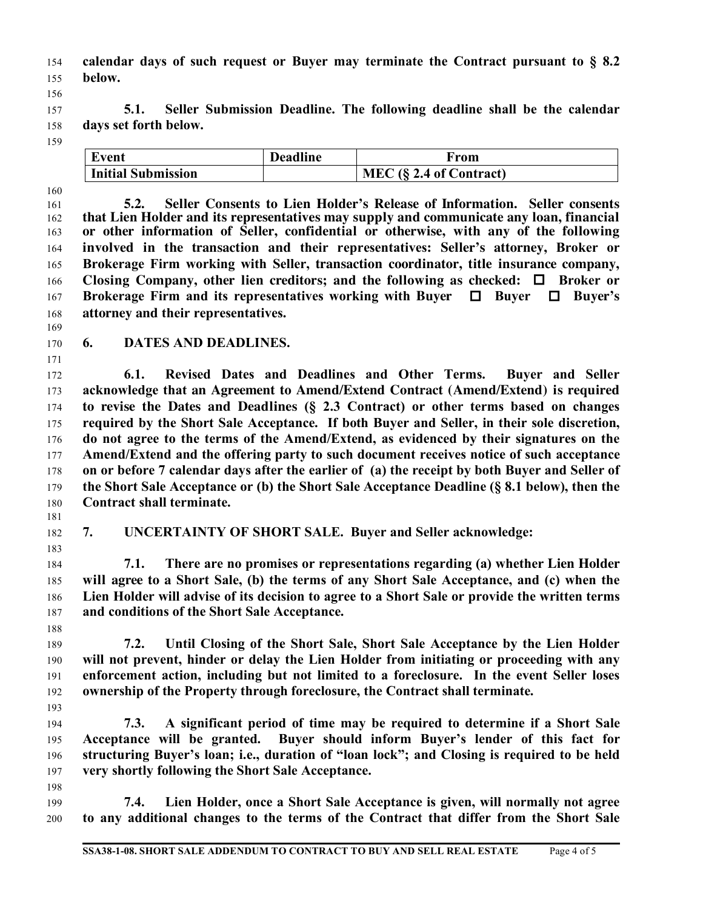**calendar days of such request or Buyer may terminate the Contract pursuant to § 8.2 below.**

**5.1. Seller Submission Deadline. The following deadline shall be the calendar days set forth below.**

| Event | Deadline | From |
|---|---|---|
| Initial Submission | | MEC (§ 2.4 of Contract) |

**5.2. Seller Consents to Lien Holder's Release of Information. Seller consents that Lien Holder and its representatives may supply and communicate any loan, financial or other information of Seller, confidential or otherwise, with any of the following involved in the transaction and their representatives: Seller's attorney, Broker or Brokerage Firm working with Seller, transaction coordinator, title insurance company, Closing Company, other lien creditors; and the following as checked: ☐ Broker or Brokerage Firm and its representatives working with Buyer ☐ Buyer ☐ Buyer's attorney and their representatives.**

## 6. DATES AND DEADLINES.

**6.1. Revised Dates and Deadlines and Other Terms. Buyer and Seller acknowledge that an Agreement to Amend/Extend Contract (Amend/Extend) is required to revise the Dates and Deadlines (§ 2.3 Contract) or other terms based on changes required by the Short Sale Acceptance. If both Buyer and Seller, in their sole discretion, do not agree to the terms of the Amend/Extend, as evidenced by their signatures on the Amend/Extend and the offering party to such document receives notice of such acceptance on or before 7 calendar days after the earlier of (a) the receipt by both Buyer and Seller of the Short Sale Acceptance or (b) the Short Sale Acceptance Deadline (§ 8.1 below), then the Contract shall terminate.**

## 7. UNCERTAINTY OF SHORT SALE. Buyer and Seller acknowledge:

**7.1. There are no promises or representations regarding (a) whether Lien Holder will agree to a Short Sale, (b) the terms of any Short Sale Acceptance, and (c) when the Lien Holder will advise of its decision to agree to a Short Sale or provide the written terms and conditions of the Short Sale Acceptance.**

**7.2. Until Closing of the Short Sale, Short Sale Acceptance by the Lien Holder will not prevent, hinder or delay the Lien Holder from initiating or proceeding with any enforcement action, including but not limited to a foreclosure. In the event Seller loses ownership of the Property through foreclosure, the Contract shall terminate.**

**7.3. A significant period of time may be required to determine if a Short Sale Acceptance will be granted. Buyer should inform Buyer's lender of this fact for structuring Buyer's loan; i.e., duration of "loan lock"; and Closing is required to be held very shortly following the Short Sale Acceptance.**

**7.4. Lien Holder, once a Short Sale Acceptance is given, will normally not agree to any additional changes to the terms of the Contract that differ from the Short Sale**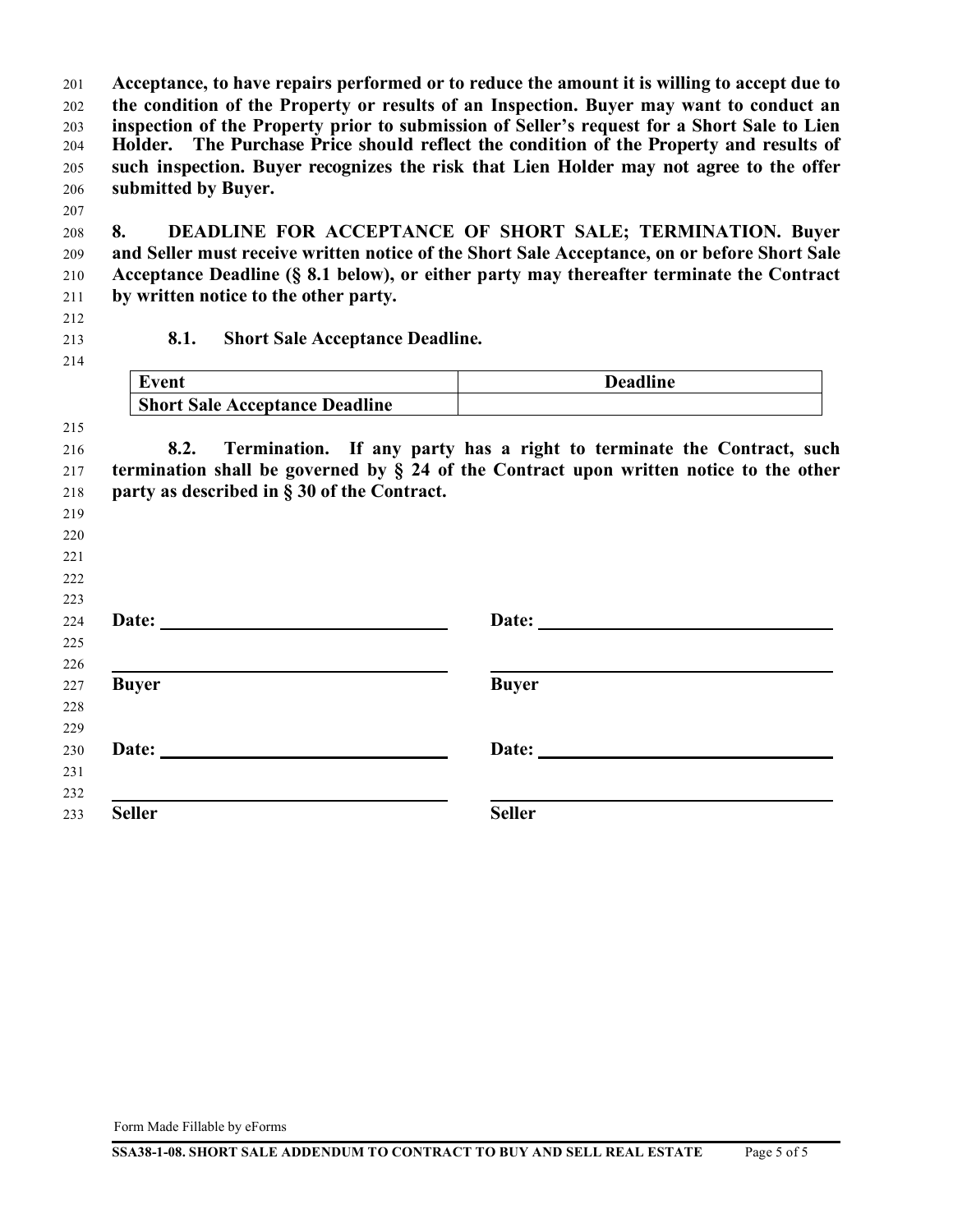**Acceptance, to have repairs performed or to reduce the amount it is willing to accept due to the condition of the Property or results of an Inspection. Buyer may want to conduct an inspection of the Property prior to submission of Seller's request for a Short Sale to Lien Holder. The Purchase Price should reflect the condition of the Property and results of such inspection. Buyer recognizes the risk that Lien Holder may not agree to the offer submitted by Buyer.**

**8. DEADLINE FOR ACCEPTANCE OF SHORT SALE; TERMINATION. Buyer and Seller must receive written notice of the Short Sale Acceptance, on or before Short Sale Acceptance Deadline (§ 8.1 below), or either party may thereafter terminate the Contract by written notice to the other party.**

**8.1. Short Sale Acceptance Deadline.**

| Event | Deadline |
|---|---|
| **Short Sale Acceptance Deadline** | |

**8.2. Termination. If any party has a right to terminate the Contract, such termination shall be governed by § 24 of the Contract upon written notice to the other party as described in § 30 of the Contract.**

**Date:** ______________________________ **Date:** ______________________________

______________________________ ______________________________
**Buyer** **Buyer**

**Date:** ______________________________ **Date:** ______________________________

______________________________ ______________________________
**Seller** **Seller**

Form Made Fillable by eForms

**SSA38-1-08. SHORT SALE ADDENDUM TO CONTRACT TO BUY AND SELL REAL ESTATE**